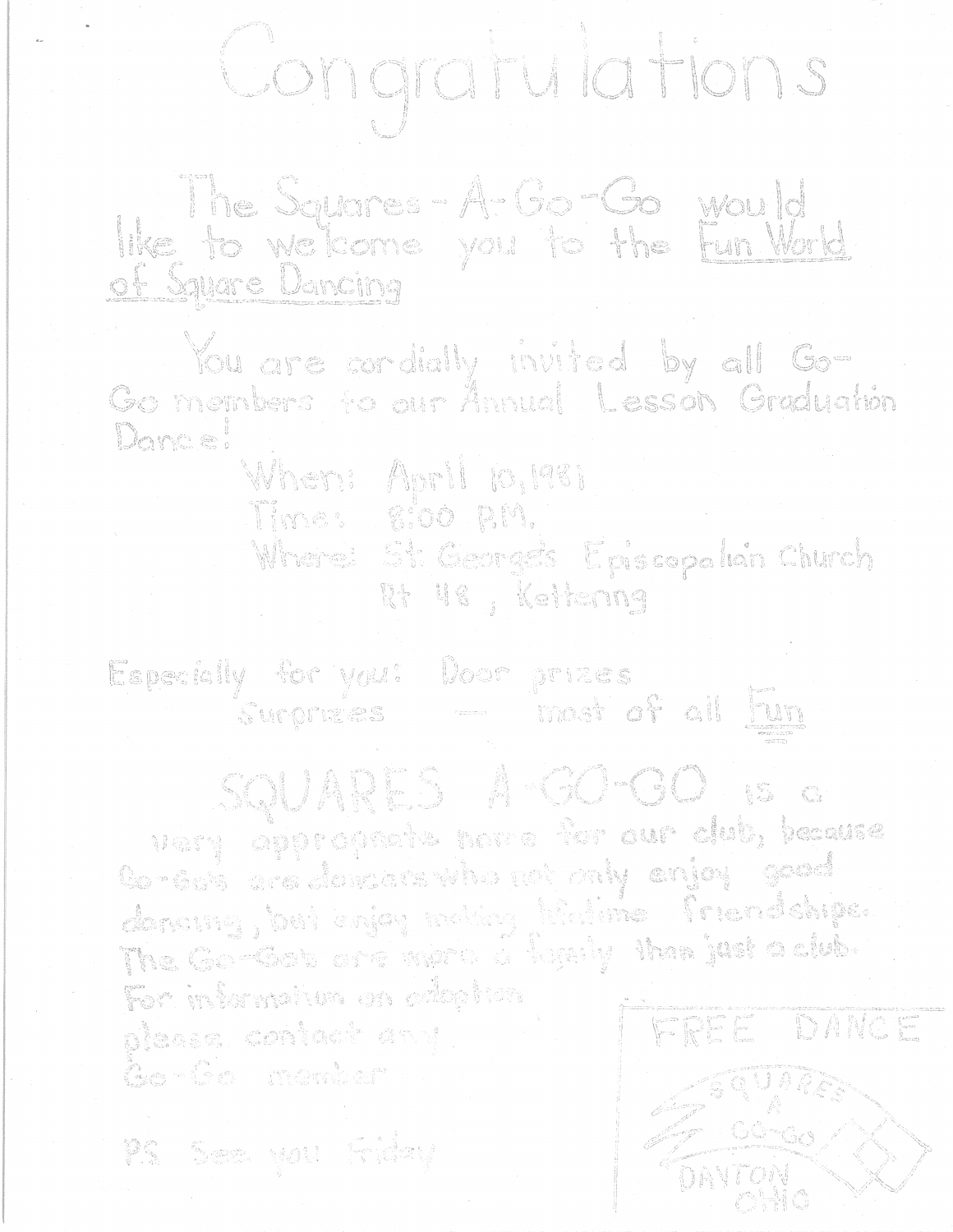# Congratulations

The Squares-A-Go-Go would like to welcome you to the Fun World of Square Dancing

You are cordially invited by all Go-Go members to our Annual Lesson Graduation Dance!

When: April 10, 1981
Time: 8:00 P.M.
Where: St. George's Episcopalian Church
Rt 48, Kettenng

Especially for you: Door prizes
Surprizes — most of all Fun

SQUARES A-GO-GO is a very appropriate name for our club, because Go-Go's are dancers who not only enjoy good dancing, but enjoy making lifetime friendships. The Go-Go's are more a family than just a club. For information on adoption please contact any Go-Go member

P.S. See you Friday

FREE DANCE

SQUARES A GO-GO
DAYTON OHIO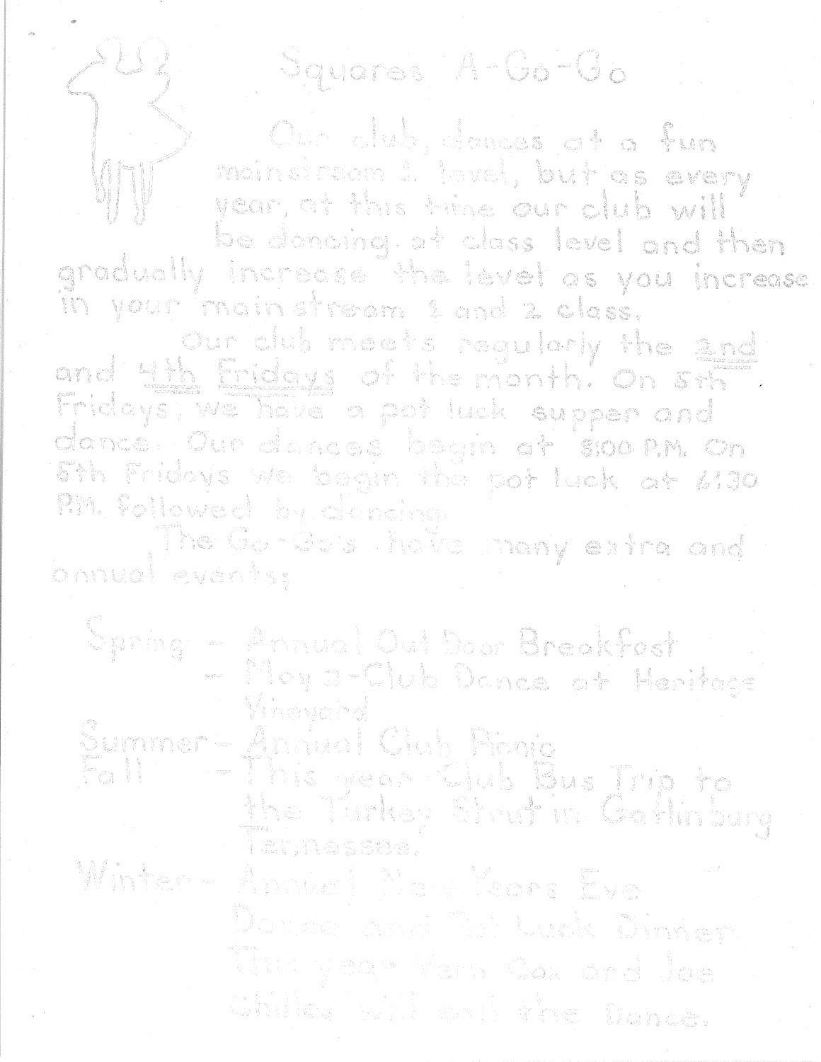# Squares A-Go-Go

Our club, dances at a fun mainstream 1 level, but as every year, at this time our club will be dancing at class level and then gradually increase the level as you increase in your mainstream 1 and 2 class.

Our club meets regularly the 2nd and 4th Fridays of the month. On 5th Fridays, we have a pot luck supper and dance. Our dances begin at 8:00 P.M. On 5th Fridays we begin the pot luck at 6:30 P.M. followed by dancing.

The Go-Go's have many extra and annual events;

Spring – Annual Out Door Breakfast
– May 2–Club Dance at Heritage Vineyard

Summer – Annual Club Picnic

Fall – This year Club Bus Trip to the Turkey Strut in Gatlinburg Tennessee.

Winter – Annual New Years Eve Dance and Pot Luck Dinner. This year Vern Cox and Joe Chilles will call the Dance.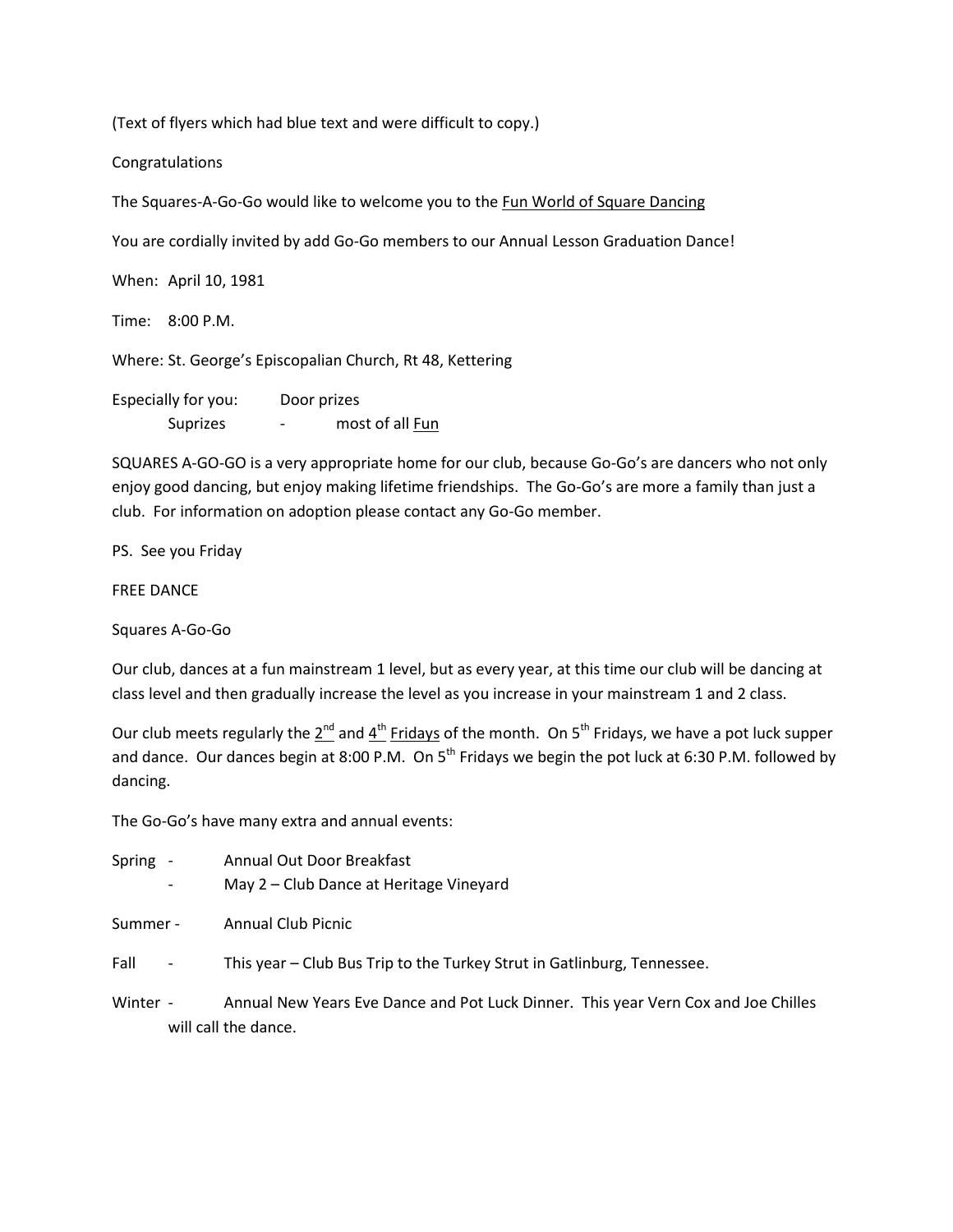(Text of flyers which had blue text and were difficult to copy.)

Congratulations

The Squares-A-Go-Go would like to welcome you to the <u>Fun World of Square Dancing</u>

You are cordially invited by add Go-Go members to our Annual Lesson Graduation Dance!

When: April 10, 1981

Time: 8:00 P.M.

Where: St. George's Episcopalian Church, Rt 48, Kettering

Especially for you: Door prizes
Suprizes - most of all <u>Fun</u>

SQUARES A-GO-GO is a very appropriate home for our club, because Go-Go's are dancers who not only enjoy good dancing, but enjoy making lifetime friendships. The Go-Go's are more a family than just a club. For information on adoption please contact any Go-Go member.

PS. See you Friday

FREE DANCE

Squares A-Go-Go

Our club, dances at a fun mainstream 1 level, but as every year, at this time our club will be dancing at class level and then gradually increase the level as you increase in your mainstream 1 and 2 class.

Our club meets regularly the <u>2nd</u> and <u>4th</u> <u>Fridays</u> of the month. On 5th Fridays, we have a pot luck supper and dance. Our dances begin at 8:00 P.M. On 5th Fridays we begin the pot luck at 6:30 P.M. followed by dancing.

The Go-Go's have many extra and annual events:

Spring - Annual Out Door Breakfast
- May 2 – Club Dance at Heritage Vineyard

Summer - Annual Club Picnic

Fall - This year – Club Bus Trip to the Turkey Strut in Gatlinburg, Tennessee.

Winter - Annual New Years Eve Dance and Pot Luck Dinner. This year Vern Cox and Joe Chilles will call the dance.